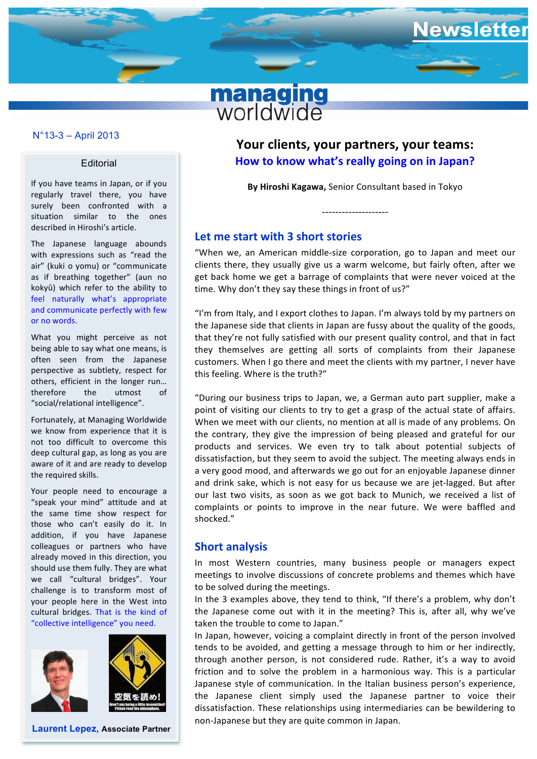# Newsletter

**managing worldwide**

N°13-3 – April 2013

## Editorial

If you have teams in Japan, or if you regularly travel there, you have surely been confronted with a situation similar to the ones described in Hiroshi's article.

The Japanese language abounds with expressions such as "read the air" (kuki o yomu) or "communicate as if breathing together" (aun no kokyû) which refer to the ability to feel naturally what's appropriate and communicate perfectly with few or no words.

What you might perceive as not being able to say what one means, is often seen from the Japanese perspective as subtlety, respect for others, efficient in the longer run… therefore the utmost of "social/relational intelligence".

Fortunately, at Managing Worldwide we know from experience that it is not too difficult to overcome this deep cultural gap, as long as you are aware of it and are ready to develop the required skills.

Your people need to encourage a "speak your mind" attitude and at the same time show respect for those who can't easily do it. In addition, if you have Japanese colleagues or partners who have already moved in this direction, you should use them fully. They are what we call "cultural bridges". Your challenge is to transform most of your people here in the West into cultural bridges. That is the kind of "collective intelligence" you need.

空気を読め!

Aren't you being a little insensitive? Please read the atmosphere.

**Laurent Lepez,** Associate Partner

# Your clients, your partners, your teams: How to know what's really going on in Japan?

**By Hiroshi Kagawa,** Senior Consultant based in Tokyo

--------------------

## Let me start with 3 short stories

"When we, an American middle-size corporation, go to Japan and meet our clients there, they usually give us a warm welcome, but fairly often, after we get back home we get a barrage of complaints that were never voiced at the time. Why don't they say these things in front of us?"

"I'm from Italy, and I export clothes to Japan. I'm always told by my partners on the Japanese side that clients in Japan are fussy about the quality of the goods, that they're not fully satisfied with our present quality control, and that in fact they themselves are getting all sorts of complaints from their Japanese customers. When I go there and meet the clients with my partner, I never have this feeling. Where is the truth?"

"During our business trips to Japan, we, a German auto part supplier, make a point of visiting our clients to try to get a grasp of the actual state of affairs. When we meet with our clients, no mention at all is made of any problems. On the contrary, they give the impression of being pleased and grateful for our products and services. We even try to talk about potential subjects of dissatisfaction, but they seem to avoid the subject. The meeting always ends in a very good mood, and afterwards we go out for an enjoyable Japanese dinner and drink sake, which is not easy for us because we are jet-lagged. But after our last two visits, as soon as we got back to Munich, we received a list of complaints or points to improve in the near future. We were baffled and shocked."

## Short analysis

In most Western countries, many business people or managers expect meetings to involve discussions of concrete problems and themes which have to be solved during the meetings.

In the 3 examples above, they tend to think, "If there's a problem, why don't the Japanese come out with it in the meeting? This is, after all, why we've taken the trouble to come to Japan."

In Japan, however, voicing a complaint directly in front of the person involved tends to be avoided, and getting a message through to him or her indirectly, through another person, is not considered rude. Rather, it's a way to avoid friction and to solve the problem in a harmonious way. This is a particular Japanese style of communication. In the Italian business person's experience, the Japanese client simply used the Japanese partner to voice their dissatisfaction. These relationships using intermediaries can be bewildering to non-Japanese but they are quite common in Japan.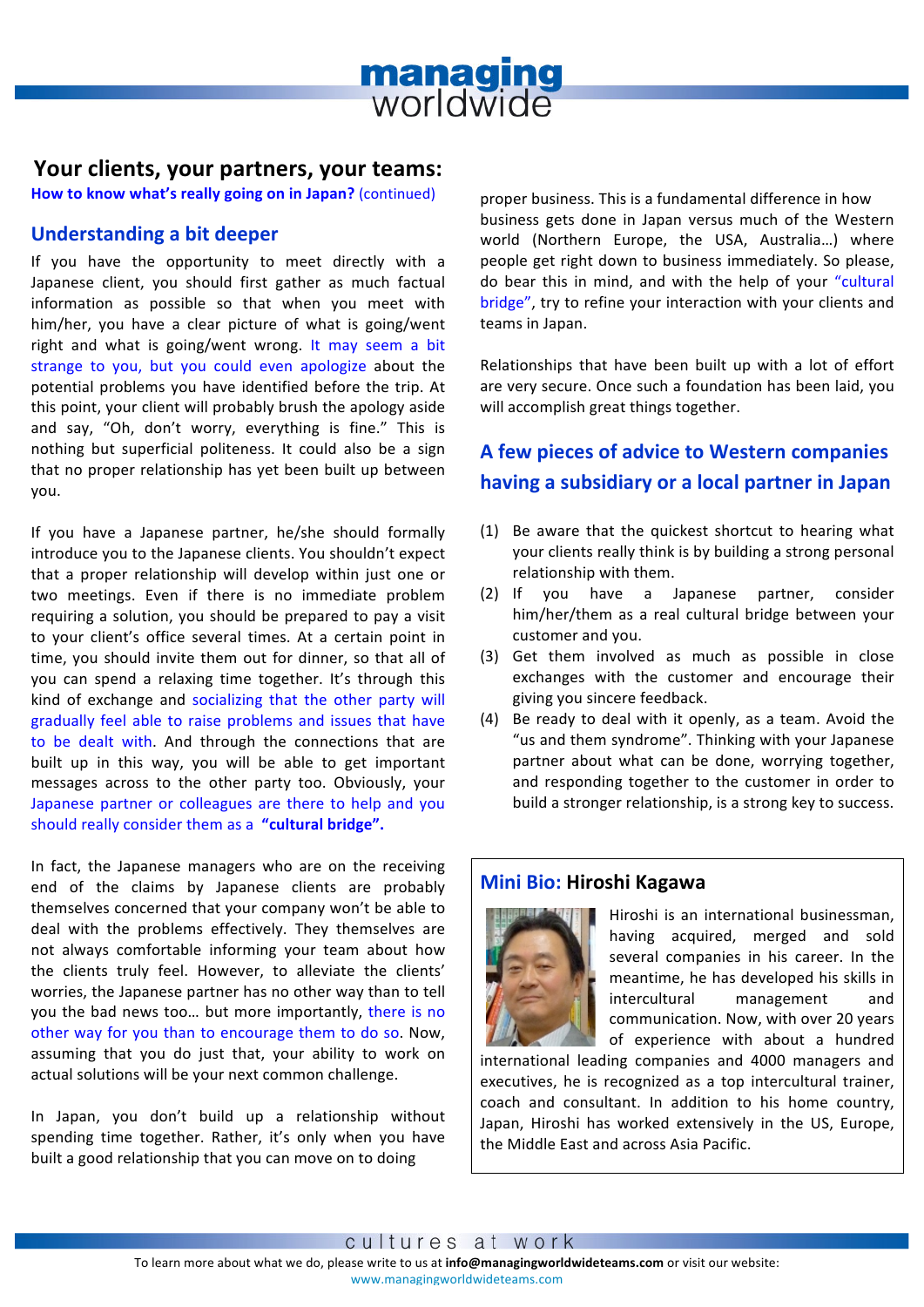# Your clients, your partners, your teams:

**How to know what's really going on in Japan?** (continued)

## Understanding a bit deeper

If you have the opportunity to meet directly with a Japanese client, you should first gather as much factual information as possible so that when you meet with him/her, you have a clear picture of what is going/went right and what is going/went wrong. It may seem a bit strange to you, but you could even apologize about the potential problems you have identified before the trip. At this point, your client will probably brush the apology aside and say, "Oh, don't worry, everything is fine." This is nothing but superficial politeness. It could also be a sign that no proper relationship has yet been built up between you.

If you have a Japanese partner, he/she should formally introduce you to the Japanese clients. You shouldn't expect that a proper relationship will develop within just one or two meetings. Even if there is no immediate problem requiring a solution, you should be prepared to pay a visit to your client's office several times. At a certain point in time, you should invite them out for dinner, so that all of you can spend a relaxing time together. It's through this kind of exchange and socializing that the other party will gradually feel able to raise problems and issues that have to be dealt with. And through the connections that are built up in this way, you will be able to get important messages across to the other party too. Obviously, your Japanese partner or colleagues are there to help and you should really consider them as a **"cultural bridge".**

In fact, the Japanese managers who are on the receiving end of the claims by Japanese clients are probably themselves concerned that your company won't be able to deal with the problems effectively. They themselves are not always comfortable informing your team about how the clients truly feel. However, to alleviate the clients' worries, the Japanese partner has no other way than to tell you the bad news too… but more importantly, there is no other way for you than to encourage them to do so. Now, assuming that you do just that, your ability to work on actual solutions will be your next common challenge.

In Japan, you don't build up a relationship without spending time together. Rather, it's only when you have built a good relationship that you can move on to doing proper business. This is a fundamental difference in how business gets done in Japan versus much of the Western world (Northern Europe, the USA, Australia…) where people get right down to business immediately. So please, do bear this in mind, and with the help of your "cultural bridge", try to refine your interaction with your clients and teams in Japan.

Relationships that have been built up with a lot of effort are very secure. Once such a foundation has been laid, you will accomplish great things together.

## A few pieces of advice to Western companies having a subsidiary or a local partner in Japan

(1) Be aware that the quickest shortcut to hearing what your clients really think is by building a strong personal relationship with them.

(2) If you have a Japanese partner, consider him/her/them as a real cultural bridge between your customer and you.

(3) Get them involved as much as possible in close exchanges with the customer and encourage their giving you sincere feedback.

(4) Be ready to deal with it openly, as a team. Avoid the "us and them syndrome". Thinking with your Japanese partner about what can be done, worrying together, and responding together to the customer in order to build a stronger relationship, is a strong key to success.

## Mini Bio: Hiroshi Kagawa

Hiroshi is an international businessman, having acquired, merged and sold several companies in his career. In the meantime, he has developed his skills in intercultural management and communication. Now, with over 20 years of experience with about a hundred international leading companies and 4000 managers and executives, he is recognized as a top intercultural trainer, coach and consultant. In addition to his home country, Japan, Hiroshi has worked extensively in the US, Europe, the Middle East and across Asia Pacific.

To learn more about what we do, please write to us at **info@managingworldwideteams.com** or visit our website: www.managingworldwideteams.com